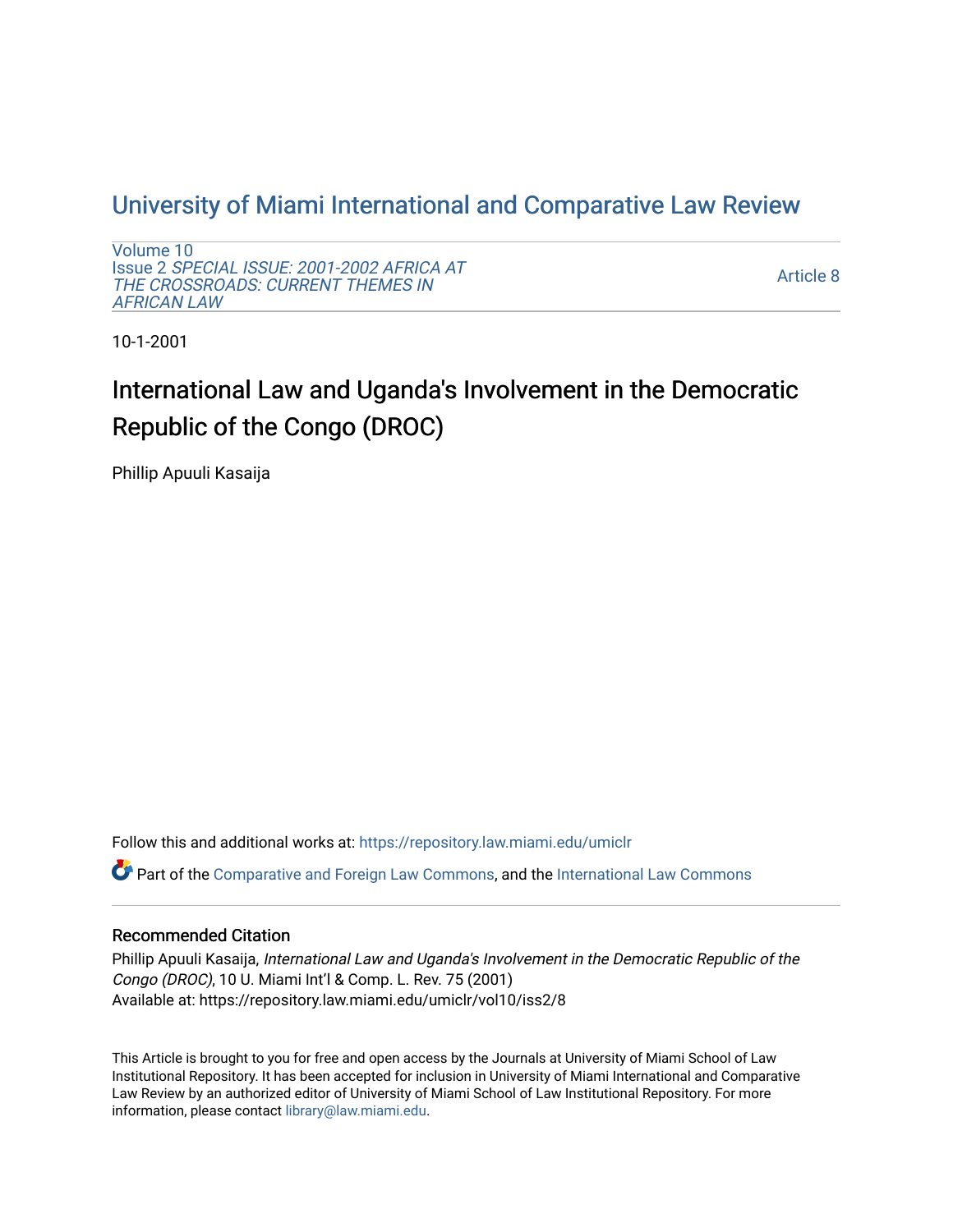University of Miami International and Comparative Law Review

Volume 10
Issue 2 *SPECIAL ISSUE: 2001-2002 AFRICA AT THE CROSSROADS: CURRENT THEMES IN AFRICAN LAW*

Article 8

10-1-2001

# International Law and Uganda's Involvement in the Democratic Republic of the Congo (DROC)

Phillip Apuuli Kasaija

Follow this and additional works at: https://repository.law.miami.edu/umiclr

Part of the Comparative and Foreign Law Commons, and the International Law Commons

## Recommended Citation

Phillip Apuuli Kasaija, *International Law and Uganda's Involvement in the Democratic Republic of the Congo (DROC)*, 10 U. Miami Int'l & Comp. L. Rev. 75 (2001)
Available at: https://repository.law.miami.edu/umiclr/vol10/iss2/8

This Article is brought to you for free and open access by the Journals at University of Miami School of Law Institutional Repository. It has been accepted for inclusion in University of Miami International and Comparative Law Review by an authorized editor of University of Miami School of Law Institutional Repository. For more information, please contact library@law.miami.edu.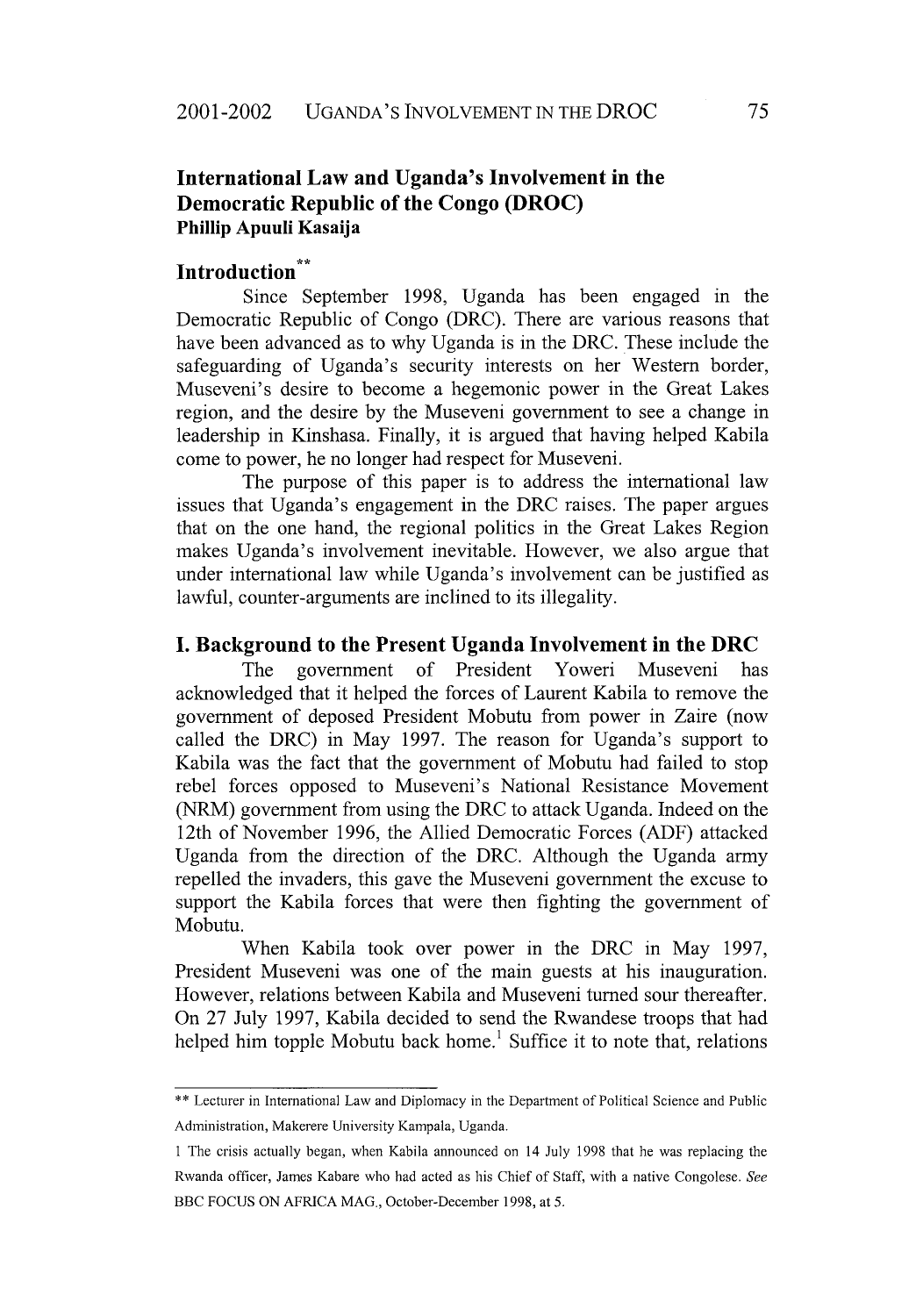# International Law and Uganda's Involvement in the Democratic Republic of the Congo (DROC)

**Phillip Apuuli Kasaija**

## Introduction**

Since September 1998, Uganda has been engaged in the Democratic Republic of Congo (DRC). There are various reasons that have been advanced as to why Uganda is in the DRC. These include the safeguarding of Uganda's security interests on her Western border, Museveni's desire to become a hegemonic power in the Great Lakes region, and the desire by the Museveni government to see a change in leadership in Kinshasa. Finally, it is argued that having helped Kabila come to power, he no longer had respect for Museveni.

The purpose of this paper is to address the international law issues that Uganda's engagement in the DRC raises. The paper argues that on the one hand, the regional politics in the Great Lakes Region makes Uganda's involvement inevitable. However, we also argue that under international law while Uganda's involvement can be justified as lawful, counter-arguments are inclined to its illegality.

## I. Background to the Present Uganda Involvement in the DRC

The government of President Yoweri Museveni has acknowledged that it helped the forces of Laurent Kabila to remove the government of deposed President Mobutu from power in Zaire (now called the DRC) in May 1997. The reason for Uganda's support to Kabila was the fact that the government of Mobutu had failed to stop rebel forces opposed to Museveni's National Resistance Movement (NRM) government from using the DRC to attack Uganda. Indeed on the 12th of November 1996, the Allied Democratic Forces (ADF) attacked Uganda from the direction of the DRC. Although the Uganda army repelled the invaders, this gave the Museveni government the excuse to support the Kabila forces that were then fighting the government of Mobutu.

When Kabila took over power in the DRC in May 1997, President Museveni was one of the main guests at his inauguration. However, relations between Kabila and Museveni turned sour thereafter. On 27 July 1997, Kabila decided to send the Rwandese troops that had helped him topple Mobutu back home.[1] Suffice it to note that, relations

---

** Lecturer in International Law and Diplomacy in the Department of Political Science and Public Administration, Makerere University Kampala, Uganda.

1 The crisis actually began, when Kabila announced on 14 July 1998 that he was replacing the Rwanda officer, James Kabare who had acted as his Chief of Staff, with a native Congolese. *See* BBC FOCUS ON AFRICA MAG., October-December 1998, at 5.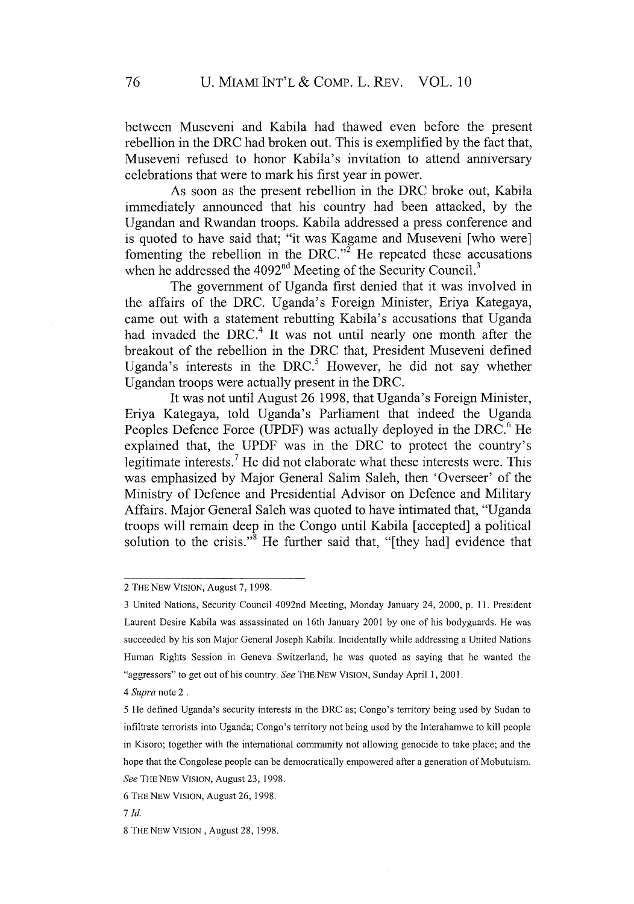between Museveni and Kabila had thawed even before the present rebellion in the DRC had broken out. This is exemplified by the fact that, Museveni refused to honor Kabila's invitation to attend anniversary celebrations that were to mark his first year in power.

As soon as the present rebellion in the DRC broke out, Kabila immediately announced that his country had been attacked, by the Ugandan and Rwandan troops. Kabila addressed a press conference and is quoted to have said that; "it was Kagame and Museveni [who were] fomenting the rebellion in the DRC."[2] He repeated these accusations when he addressed the 4092nd Meeting of the Security Council.[3]

The government of Uganda first denied that it was involved in the affairs of the DRC. Uganda's Foreign Minister, Eriya Kategaya, came out with a statement rebutting Kabila's accusations that Uganda had invaded the DRC.[4] It was not until nearly one month after the breakout of the rebellion in the DRC that, President Museveni defined Uganda's interests in the DRC.[5] However, he did not say whether Ugandan troops were actually present in the DRC.

It was not until August 26 1998, that Uganda's Foreign Minister, Eriya Kategaya, told Uganda's Parliament that indeed the Uganda Peoples Defence Force (UPDF) was actually deployed in the DRC.[6] He explained that, the UPDF was in the DRC to protect the country's legitimate interests.[7] He did not elaborate what these interests were. This was emphasized by Major General Salim Saleh, then 'Overseer' of the Ministry of Defence and Presidential Advisor on Defence and Military Affairs. Major General Saleh was quoted to have intimated that, "Uganda troops will remain deep in the Congo until Kabila [accepted] a political solution to the crisis."[8] He further said that, "[they had] evidence that

---

2 THE NEW VISION, August 7, 1998.

3 United Nations, Security Council 4092nd Meeting, Monday January 24, 2000, p. 11. President Laurent Desire Kabila was assassinated on 16th January 2001 by one of his bodyguards. He was succeeded by his son Major General Joseph Kabila. Incidentally while addressing a United Nations Human Rights Session in Geneva Switzerland, he was quoted as saying that he wanted the "aggressors" to get out of his country. *See* THE NEW VISION, Sunday April 1, 2001.

4 *Supra* note 2 .

5 He defined Uganda's security interests in the DRC as; Congo's territory being used by Sudan to infiltrate terrorists into Uganda; Congo's territory not being used by the Interahamwe to kill people in Kisoro; together with the international community not allowing genocide to take place; and the hope that the Congolese people can be democratically empowered after a generation of Mobutuism. *See* THE NEW VISION, August 23, 1998.

6 THE NEW VISION, August 26, 1998.

7 *Id.*

8 THE NEW VISION , August 28, 1998.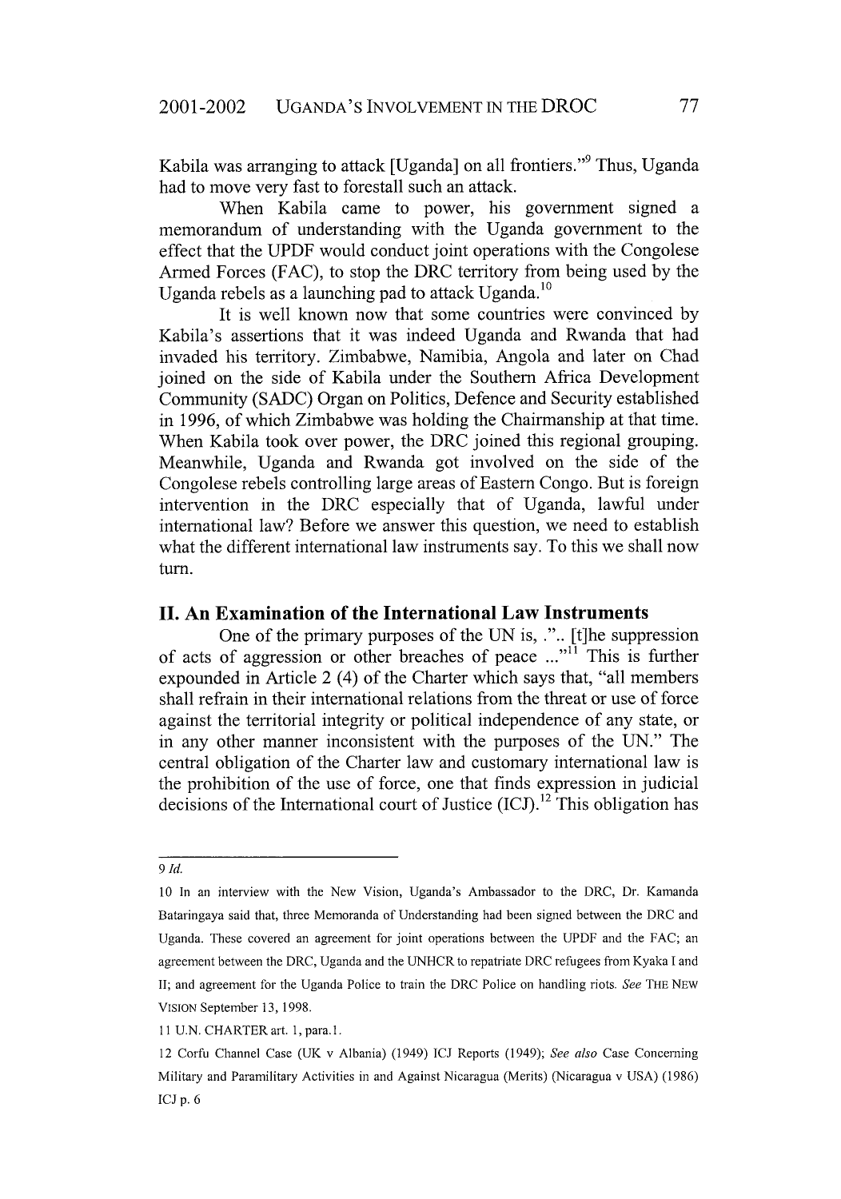Kabila was arranging to attack [Uganda] on all frontiers."[9] Thus, Uganda had to move very fast to forestall such an attack.

When Kabila came to power, his government signed a memorandum of understanding with the Uganda government to the effect that the UPDF would conduct joint operations with the Congolese Armed Forces (FAC), to stop the DRC territory from being used by the Uganda rebels as a launching pad to attack Uganda.[10]

It is well known now that some countries were convinced by Kabila's assertions that it was indeed Uganda and Rwanda that had invaded his territory. Zimbabwe, Namibia, Angola and later on Chad joined on the side of Kabila under the Southern Africa Development Community (SADC) Organ on Politics, Defence and Security established in 1996, of which Zimbabwe was holding the Chairmanship at that time. When Kabila took over power, the DRC joined this regional grouping. Meanwhile, Uganda and Rwanda got involved on the side of the Congolese rebels controlling large areas of Eastern Congo. But is foreign intervention in the DRC especially that of Uganda, lawful under international law? Before we answer this question, we need to establish what the different international law instruments say. To this we shall now turn.

## II. An Examination of the International Law Instruments

One of the primary purposes of the UN is, ".. [t]he suppression of acts of aggression or other breaches of peace ..."[11] This is further expounded in Article 2 (4) of the Charter which says that, "all members shall refrain in their international relations from the threat or use of force against the territorial integrity or political independence of any state, or in any other manner inconsistent with the purposes of the UN." The central obligation of the Charter law and customary international law is the prohibition of the use of force, one that finds expression in judicial decisions of the International court of Justice (ICJ).[12] This obligation has

---

9 *Id.*

10 In an interview with the New Vision, Uganda's Ambassador to the DRC, Dr. Kamanda Bataringaya said that, three Memoranda of Understanding had been signed between the DRC and Uganda. These covered an agreement for joint operations between the UPDF and the FAC; an agreement between the DRC, Uganda and the UNHCR to repatriate DRC refugees from Kyaka I and II; and agreement for the Uganda Police to train the DRC Police on handling riots. *See* THE NEW VISION September 13, 1998.

11 U.N. CHARTER art. 1, para.1.

12 Corfu Channel Case (UK v Albania) (1949) ICJ Reports (1949); *See also* Case Concerning Military and Paramilitary Activities in and Against Nicaragua (Merits) (Nicaragua v USA) (1986) ICJ p. 6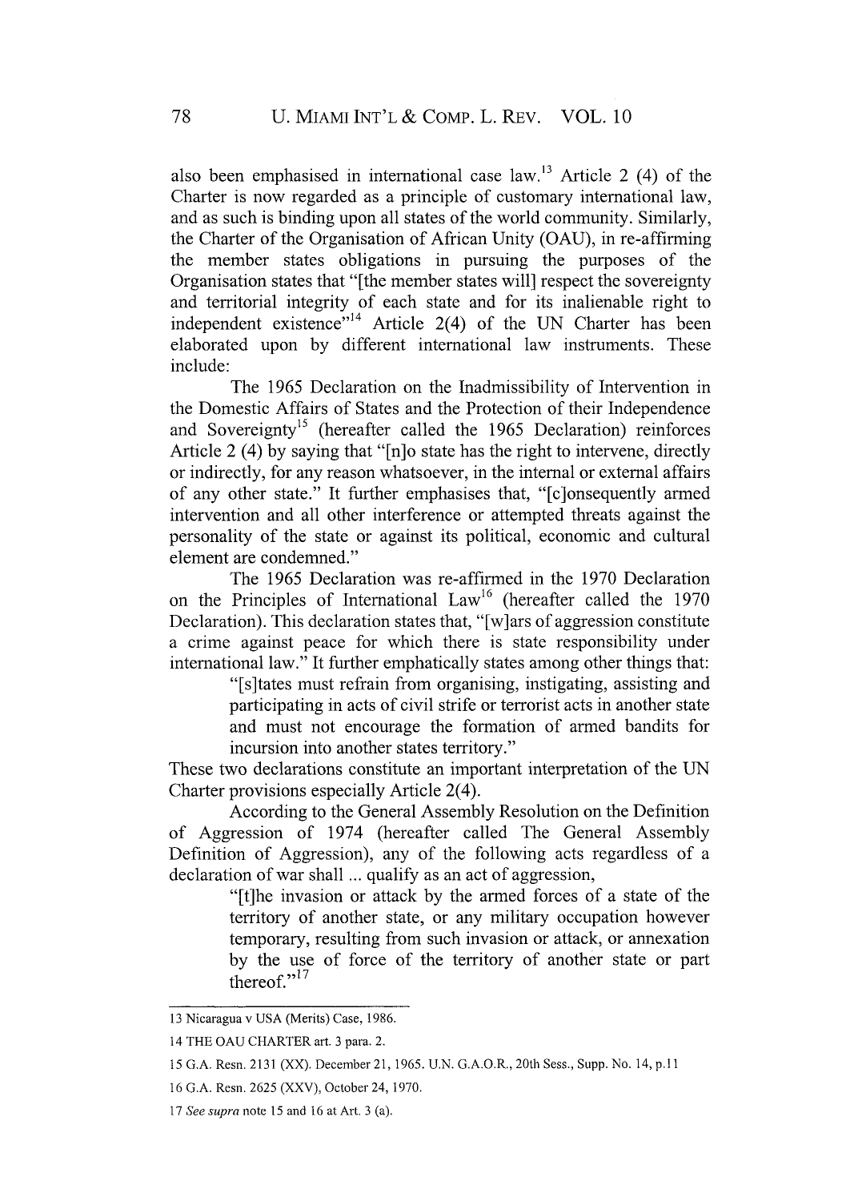also been emphasised in international case law.[13] Article 2 (4) of the Charter is now regarded as a principle of customary international law, and as such is binding upon all states of the world community. Similarly, the Charter of the Organisation of African Unity (OAU), in re-affirming the member states obligations in pursuing the purposes of the Organisation states that "[the member states will] respect the sovereignty and territorial integrity of each state and for its inalienable right to independent existence"[14] Article 2(4) of the UN Charter has been elaborated upon by different international law instruments. These include:

The 1965 Declaration on the Inadmissibility of Intervention in the Domestic Affairs of States and the Protection of their Independence and Sovereignty[15] (hereafter called the 1965 Declaration) reinforces Article 2 (4) by saying that "[n]o state has the right to intervene, directly or indirectly, for any reason whatsoever, in the internal or external affairs of any other state." It further emphasises that, "[c]onsequently armed intervention and all other interference or attempted threats against the personality of the state or against its political, economic and cultural element are condemned."

The 1965 Declaration was re-affirmed in the 1970 Declaration on the Principles of International Law[16] (hereafter called the 1970 Declaration). This declaration states that, "[w]ars of aggression constitute a crime against peace for which there is state responsibility under international law." It further emphatically states among other things that:

> "[s]tates must refrain from organising, instigating, assisting and participating in acts of civil strife or terrorist acts in another state and must not encourage the formation of armed bandits for incursion into another states territory."

These two declarations constitute an important interpretation of the UN Charter provisions especially Article 2(4).

According to the General Assembly Resolution on the Definition of Aggression of 1974 (hereafter called The General Assembly Definition of Aggression), any of the following acts regardless of a declaration of war shall ... qualify as an act of aggression,

> "[t]he invasion or attack by the armed forces of a state of the territory of another state, or any military occupation however temporary, resulting from such invasion or attack, or annexation by the use of force of the territory of another state or part thereof."[17]

---

13 Nicaragua v USA (Merits) Case, 1986.

14 THE OAU CHARTER art. 3 para. 2.

15 G.A. Resn. 2131 (XX). December 21, 1965. U.N. G.A.O.R., 20th Sess., Supp. No. 14, p.11

16 G.A. Resn. 2625 (XXV), October 24, 1970.

17 *See supra* note 15 and 16 at Art. 3 (a).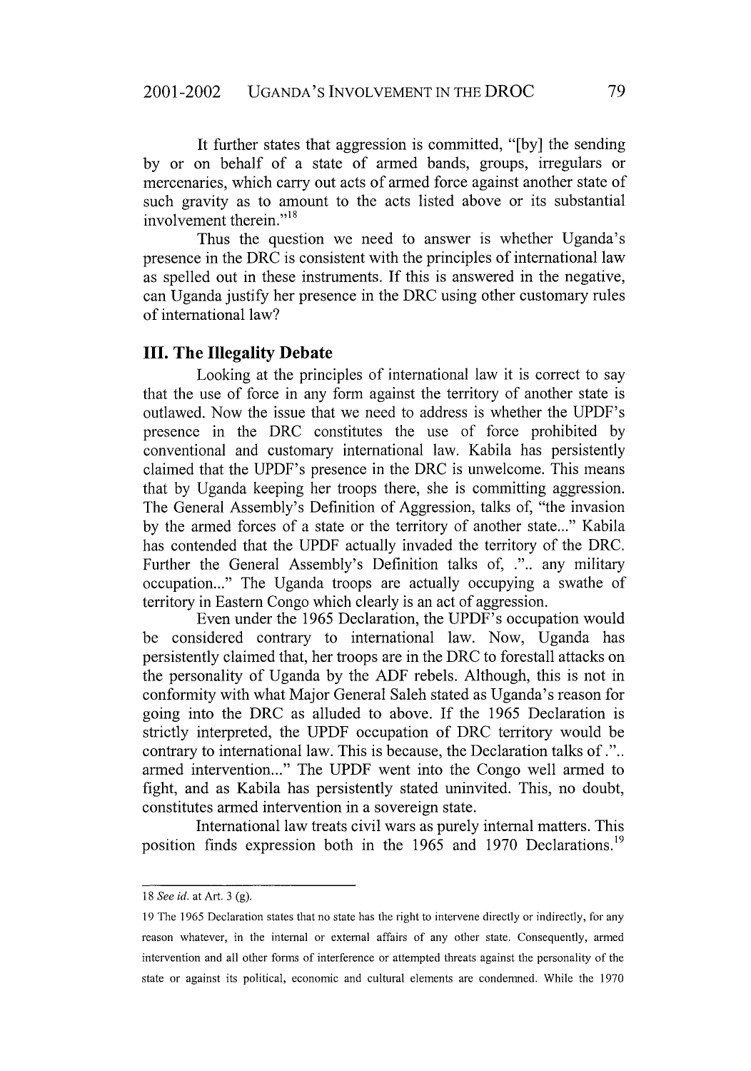It further states that aggression is committed, "[by] the sending by or on behalf of a state of armed bands, groups, irregulars or mercenaries, which carry out acts of armed force against another state of such gravity as to amount to the acts listed above or its substantial involvement therein."[18]

Thus the question we need to answer is whether Uganda's presence in the DRC is consistent with the principles of international law as spelled out in these instruments. If this is answered in the negative, can Uganda justify her presence in the DRC using other customary rules of international law?

### III. The Illegality Debate

Looking at the principles of international law it is correct to say that the use of force in any form against the territory of another state is outlawed. Now the issue that we need to address is whether the UPDF's presence in the DRC constitutes the use of force prohibited by conventional and customary international law. Kabila has persistently claimed that the UPDF's presence in the DRC is unwelcome. This means that by Uganda keeping her troops there, she is committing aggression. The General Assembly's Definition of Aggression, talks of, "the invasion by the armed forces of a state or the territory of another state..." Kabila has contended that the UPDF actually invaded the territory of the DRC. Further the General Assembly's Definition talks of, ".. any military occupation..." The Uganda troops are actually occupying a swathe of territory in Eastern Congo which clearly is an act of aggression.

Even under the 1965 Declaration, the UPDF's occupation would be considered contrary to international law. Now, Uganda has persistently claimed that, her troops are in the DRC to forestall attacks on the personality of Uganda by the ADF rebels. Although, this is not in conformity with what Major General Saleh stated as Uganda's reason for going into the DRC as alluded to above. If the 1965 Declaration is strictly interpreted, the UPDF occupation of DRC territory would be contrary to international law. This is because, the Declaration talks of ".. armed intervention..." The UPDF went into the Congo well armed to fight, and as Kabila has persistently stated uninvited. This, no doubt, constitutes armed intervention in a sovereign state.

International law treats civil wars as purely internal matters. This position finds expression both in the 1965 and 1970 Declarations.[19]

---

18 *See id.* at Art. 3 (g).

19 The 1965 Declaration states that no state has the right to intervene directly or indirectly, for any reason whatever, in the internal or external affairs of any other state. Consequently, armed intervention and all other forms of interference or attempted threats against the personality of the state or against its political, economic and cultural elements are condemned. While the 1970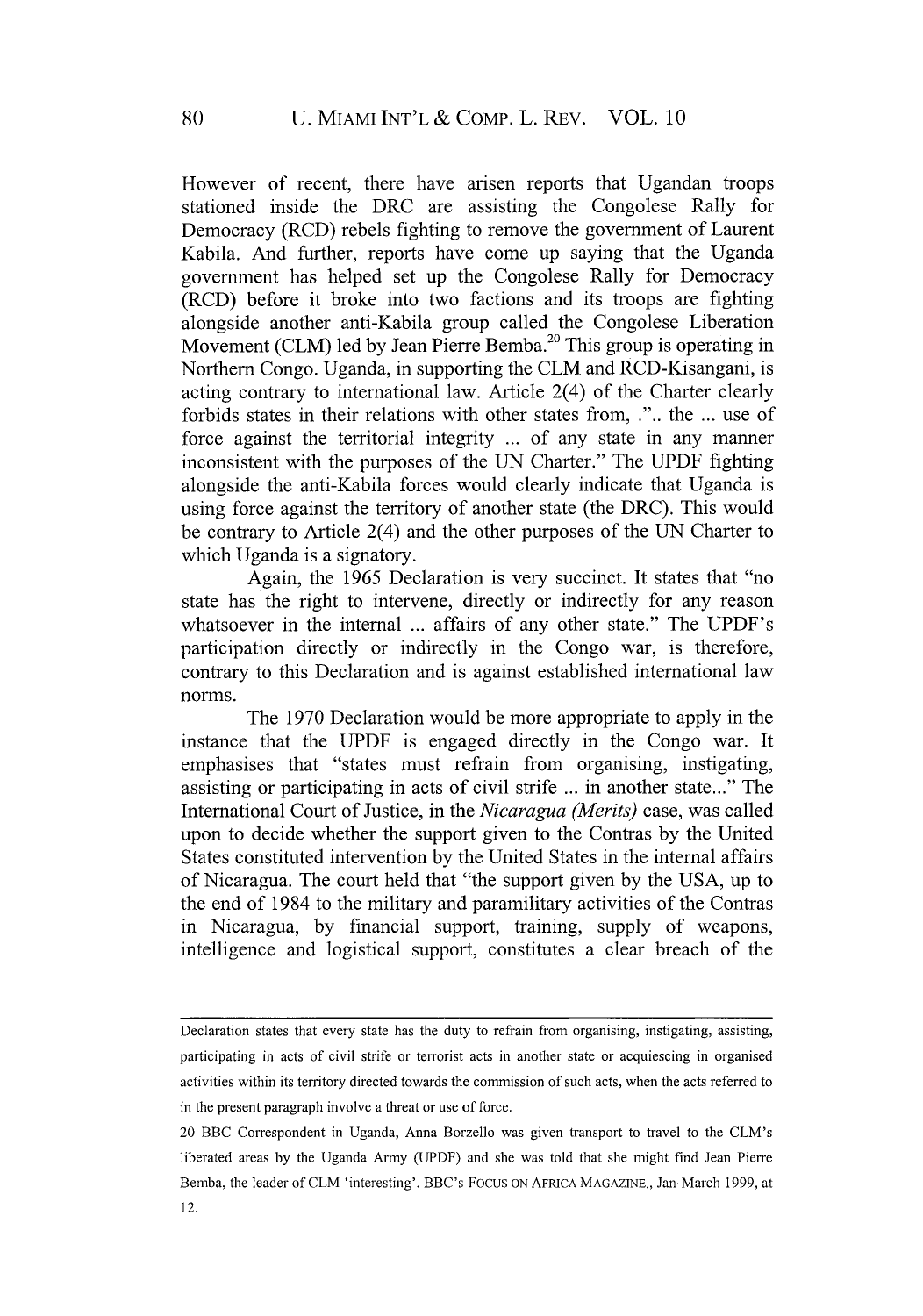However of recent, there have arisen reports that Ugandan troops stationed inside the DRC are assisting the Congolese Rally for Democracy (RCD) rebels fighting to remove the government of Laurent Kabila. And further, reports have come up saying that the Uganda government has helped set up the Congolese Rally for Democracy (RCD) before it broke into two factions and its troops are fighting alongside another anti-Kabila group called the Congolese Liberation Movement (CLM) led by Jean Pierre Bemba.[20] This group is operating in Northern Congo. Uganda, in supporting the CLM and RCD-Kisangani, is acting contrary to international law. Article 2(4) of the Charter clearly forbids states in their relations with other states from, ".. the ... use of force against the territorial integrity ... of any state in any manner inconsistent with the purposes of the UN Charter." The UPDF fighting alongside the anti-Kabila forces would clearly indicate that Uganda is using force against the territory of another state (the DRC). This would be contrary to Article 2(4) and the other purposes of the UN Charter to which Uganda is a signatory.

Again, the 1965 Declaration is very succinct. It states that "no state has the right to intervene, directly or indirectly for any reason whatsoever in the internal ... affairs of any other state." The UPDF's participation directly or indirectly in the Congo war, is therefore, contrary to this Declaration and is against established international law norms.

The 1970 Declaration would be more appropriate to apply in the instance that the UPDF is engaged directly in the Congo war. It emphasises that "states must refrain from organising, instigating, assisting or participating in acts of civil strife ... in another state..." The International Court of Justice, in the *Nicaragua (Merits)* case, was called upon to decide whether the support given to the Contras by the United States constituted intervention by the United States in the internal affairs of Nicaragua. The court held that "the support given by the USA, up to the end of 1984 to the military and paramilitary activities of the Contras in Nicaragua, by financial support, training, supply of weapons, intelligence and logistical support, constitutes a clear breach of the

---

Declaration states that every state has the duty to refrain from organising, instigating, assisting, participating in acts of civil strife or terrorist acts in another state or acquiescing in organised activities within its territory directed towards the commission of such acts, when the acts referred to in the present paragraph involve a threat or use of force.

20 BBC Correspondent in Uganda, Anna Borzello was given transport to travel to the CLM's liberated areas by the Uganda Army (UPDF) and she was told that she might find Jean Pierre Bemba, the leader of CLM 'interesting'. BBC's FOCUS ON AFRICA MAGAZINE., Jan-March 1999, at 12.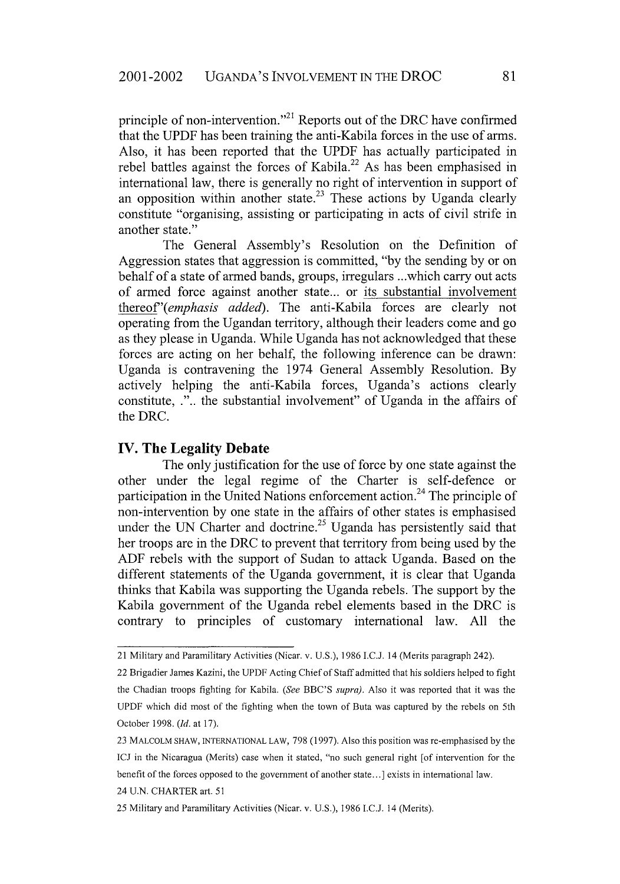principle of non-intervention."[21] Reports out of the DRC have confirmed that the UPDF has been training the anti-Kabila forces in the use of arms. Also, it has been reported that the UPDF has actually participated in rebel battles against the forces of Kabila.[22] As has been emphasised in international law, there is generally no right of intervention in support of an opposition within another state.[23] These actions by Uganda clearly constitute "organising, assisting or participating in acts of civil strife in another state."

The General Assembly's Resolution on the Definition of Aggression states that aggression is committed, "by the sending by or on behalf of a state of armed bands, groups, irregulars ...which carry out acts of armed force against another state... or <u>its substantial involvement thereof</u>"(*emphasis added*). The anti-Kabila forces are clearly not operating from the Ugandan territory, although their leaders come and go as they please in Uganda. While Uganda has not acknowledged that these forces are acting on her behalf, the following inference can be drawn: Uganda is contravening the 1974 General Assembly Resolution. By actively helping the anti-Kabila forces, Uganda's actions clearly constitute, .".. the substantial involvement" of Uganda in the affairs of the DRC.

## IV. The Legality Debate

The only justification for the use of force by one state against the other under the legal regime of the Charter is self-defence or participation in the United Nations enforcement action.[24] The principle of non-intervention by one state in the affairs of other states is emphasised under the UN Charter and doctrine.[25] Uganda has persistently said that her troops are in the DRC to prevent that territory from being used by the ADF rebels with the support of Sudan to attack Uganda. Based on the different statements of the Uganda government, it is clear that Uganda thinks that Kabila was supporting the Uganda rebels. The support by the Kabila government of the Uganda rebel elements based in the DRC is contrary to principles of customary international law. All the

---

21 Military and Paramilitary Activities (Nicar. v. U.S.), 1986 I.C.J. 14 (Merits paragraph 242).

22 Brigadier James Kazini, the UPDF Acting Chief of Staff admitted that his soldiers helped to fight the Chadian troops fighting for Kabila. (*See* BBC'S *supra*). Also it was reported that it was the UPDF which did most of the fighting when the town of Buta was captured by the rebels on 5th October 1998. (*Id.* at 17).

23 MALCOLM SHAW, INTERNATIONAL LAW, 798 (1997). Also this position was re-emphasised by the ICJ in the Nicaragua (Merits) case when it stated, "no such general right [of intervention for the benefit of the forces opposed to the government of another state...] exists in international law.

24 U.N. CHARTER art. 51

25 Military and Paramilitary Activities (Nicar. v. U.S.), 1986 I.C.J. 14 (Merits).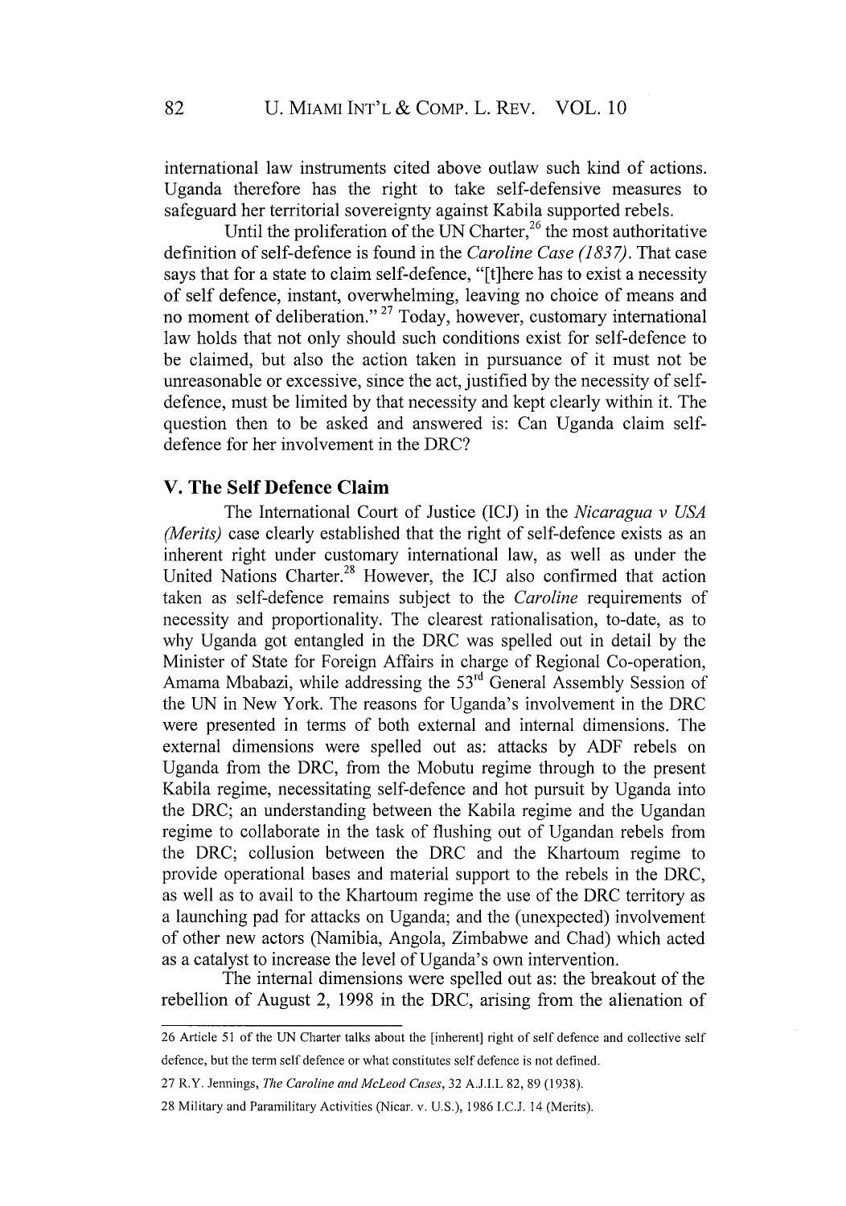international law instruments cited above outlaw such kind of actions. Uganda therefore has the right to take self-defensive measures to safeguard her territorial sovereignty against Kabila supported rebels.

Until the proliferation of the UN Charter,[26] the most authoritative definition of self-defence is found in the *Caroline Case (1837)*. That case says that for a state to claim self-defence, "[t]here has to exist a necessity of self defence, instant, overwhelming, leaving no choice of means and no moment of deliberation." [27] Today, however, customary international law holds that not only should such conditions exist for self-defence to be claimed, but also the action taken in pursuance of it must not be unreasonable or excessive, since the act, justified by the necessity of self-defence, must be limited by that necessity and kept clearly within it. The question then to be asked and answered is: Can Uganda claim self-defence for her involvement in the DRC?

## V. The Self Defence Claim

The International Court of Justice (ICJ) in the *Nicaragua v USA (Merits)* case clearly established that the right of self-defence exists as an inherent right under customary international law, as well as under the United Nations Charter.[28] However, the ICJ also confirmed that action taken as self-defence remains subject to the *Caroline* requirements of necessity and proportionality. The clearest rationalisation, to-date, as to why Uganda got entangled in the DRC was spelled out in detail by the Minister of State for Foreign Affairs in charge of Regional Co-operation, Amama Mbabazi, while addressing the 53rd General Assembly Session of the UN in New York. The reasons for Uganda's involvement in the DRC were presented in terms of both external and internal dimensions. The external dimensions were spelled out as: attacks by ADF rebels on Uganda from the DRC, from the Mobutu regime through to the present Kabila regime, necessitating self-defence and hot pursuit by Uganda into the DRC; an understanding between the Kabila regime and the Ugandan regime to collaborate in the task of flushing out of Ugandan rebels from the DRC; collusion between the DRC and the Khartoum regime to provide operational bases and material support to the rebels in the DRC, as well as to avail to the Khartoum regime the use of the DRC territory as a launching pad for attacks on Uganda; and the (unexpected) involvement of other new actors (Namibia, Angola, Zimbabwe and Chad) which acted as a catalyst to increase the level of Uganda's own intervention.

The internal dimensions were spelled out as: the breakout of the rebellion of August 2, 1998 in the DRC, arising from the alienation of

---

26 Article 51 of the UN Charter talks about the [inherent] right of self defence and collective self defence, but the term self defence or what constitutes self defence is not defined.

27 R.Y. Jennings, *The Caroline and McLeod Cases*, 32 A.J.I.L 82, 89 (1938).

28 Military and Paramilitary Activities (Nicar. v. U.S.), 1986 I.C.J. 14 (Merits).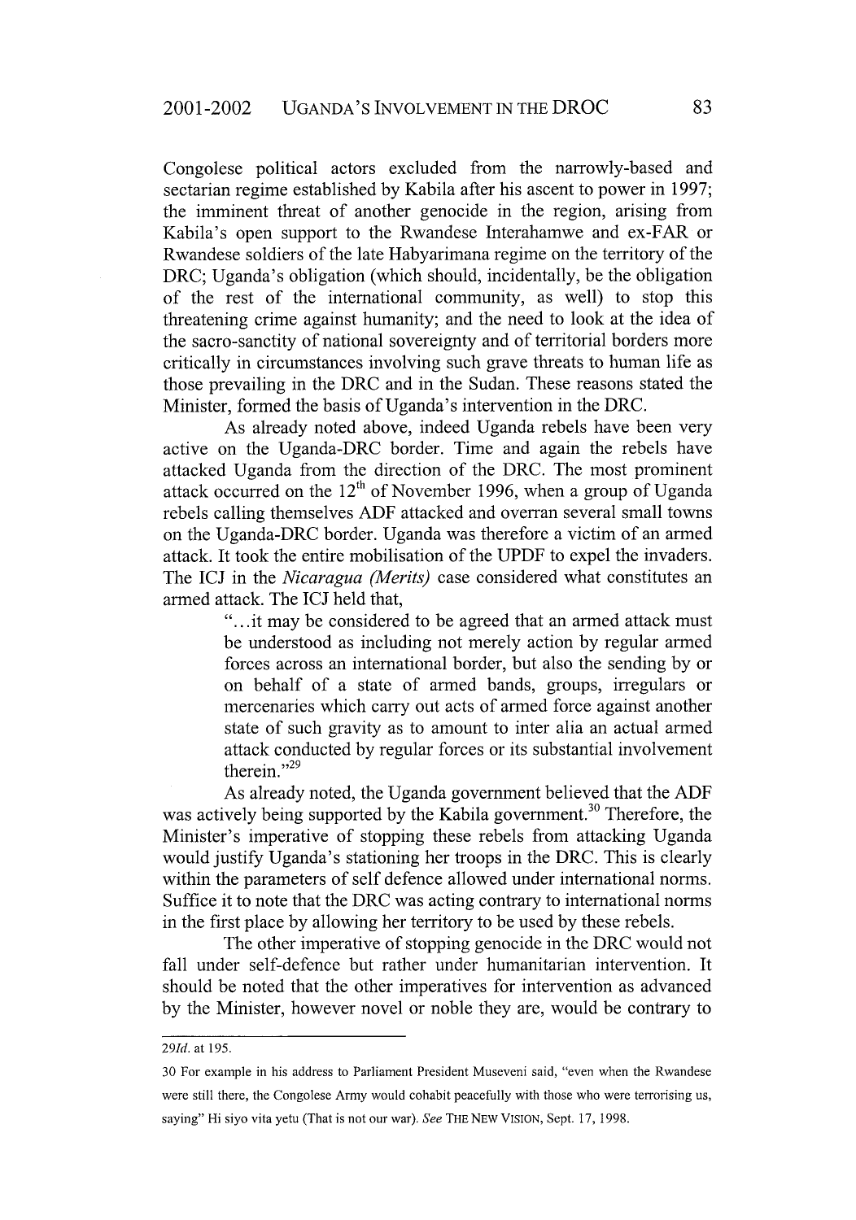Congolese political actors excluded from the narrowly-based and sectarian regime established by Kabila after his ascent to power in 1997; the imminent threat of another genocide in the region, arising from Kabila's open support to the Rwandese Interahamwe and ex-FAR or Rwandese soldiers of the late Habyarimana regime on the territory of the DRC; Uganda's obligation (which should, incidentally, be the obligation of the rest of the international community, as well) to stop this threatening crime against humanity; and the need to look at the idea of the sacro-sanctity of national sovereignty and of territorial borders more critically in circumstances involving such grave threats to human life as those prevailing in the DRC and in the Sudan. These reasons stated the Minister, formed the basis of Uganda's intervention in the DRC.

As already noted above, indeed Uganda rebels have been very active on the Uganda-DRC border. Time and again the rebels have attacked Uganda from the direction of the DRC. The most prominent attack occurred on the 12th of November 1996, when a group of Uganda rebels calling themselves ADF attacked and overran several small towns on the Uganda-DRC border. Uganda was therefore a victim of an armed attack. It took the entire mobilisation of the UPDF to expel the invaders. The ICJ in the *Nicaragua (Merits)* case considered what constitutes an armed attack. The ICJ held that,

> "...it may be considered to be agreed that an armed attack must be understood as including not merely action by regular armed forces across an international border, but also the sending by or on behalf of a state of armed bands, groups, irregulars or mercenaries which carry out acts of armed force against another state of such gravity as to amount to inter alia an actual armed attack conducted by regular forces or its substantial involvement therein."[29]

As already noted, the Uganda government believed that the ADF was actively being supported by the Kabila government.[30] Therefore, the Minister's imperative of stopping these rebels from attacking Uganda would justify Uganda's stationing her troops in the DRC. This is clearly within the parameters of self defence allowed under international norms. Suffice it to note that the DRC was acting contrary to international norms in the first place by allowing her territory to be used by these rebels.

The other imperative of stopping genocide in the DRC would not fall under self-defence but rather under humanitarian intervention. It should be noted that the other imperatives for intervention as advanced by the Minister, however novel or noble they are, would be contrary to

---

29 *Id.* at 195.

30 For example in his address to Parliament President Museveni said, "even when the Rwandese were still there, the Congolese Army would cohabit peacefully with those who were terrorising us, saying" Hi siyo vita yetu (That is not our war). *See* THE NEW VISION, Sept. 17, 1998.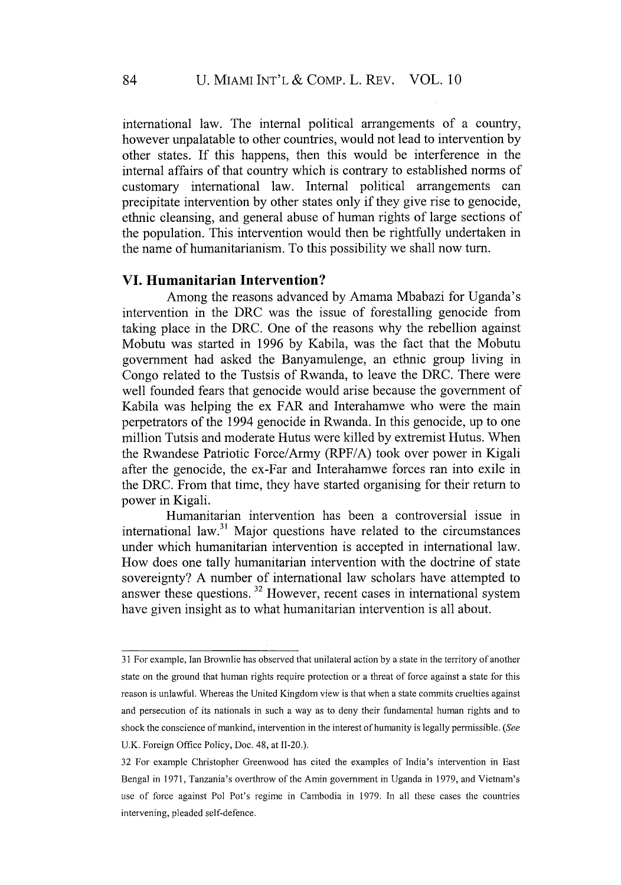international law. The internal political arrangements of a country, however unpalatable to other countries, would not lead to intervention by other states. If this happens, then this would be interference in the internal affairs of that country which is contrary to established norms of customary international law. Internal political arrangements can precipitate intervention by other states only if they give rise to genocide, ethnic cleansing, and general abuse of human rights of large sections of the population. This intervention would then be rightfully undertaken in the name of humanitarianism. To this possibility we shall now turn.

## VI. Humanitarian Intervention?

Among the reasons advanced by Amama Mbabazi for Uganda's intervention in the DRC was the issue of forestalling genocide from taking place in the DRC. One of the reasons why the rebellion against Mobutu was started in 1996 by Kabila, was the fact that the Mobutu government had asked the Banyamulenge, an ethnic group living in Congo related to the Tustsis of Rwanda, to leave the DRC. There were well founded fears that genocide would arise because the government of Kabila was helping the ex FAR and Interahamwe who were the main perpetrators of the 1994 genocide in Rwanda. In this genocide, up to one million Tutsis and moderate Hutus were killed by extremist Hutus. When the Rwandese Patriotic Force/Army (RPF/A) took over power in Kigali after the genocide, the ex-Far and Interahamwe forces ran into exile in the DRC. From that time, they have started organising for their return to power in Kigali.

Humanitarian intervention has been a controversial issue in international law.[31] Major questions have related to the circumstances under which humanitarian intervention is accepted in international law. How does one tally humanitarian intervention with the doctrine of state sovereignty? A number of international law scholars have attempted to answer these questions. [32] However, recent cases in international system have given insight as to what humanitarian intervention is all about.

---

31 For example, Ian Brownlie has observed that unilateral action by a state in the territory of another state on the ground that human rights require protection or a threat of force against a state for this reason is unlawful. Whereas the United Kingdom view is that when a state commits cruelties against and persecution of its nationals in such a way as to deny their fundamental human rights and to shock the conscience of mankind, intervention in the interest of humanity is legally permissible. (*See* U.K. Foreign Office Policy, Doc. 48, at II-20.).

32 For example Christopher Greenwood has cited the examples of India's intervention in East Bengal in 1971, Tanzania's overthrow of the Amin government in Uganda in 1979, and Vietnam's use of force against Pol Pot's regime in Cambodia in 1979. In all these cases the countries intervening, pleaded self-defence.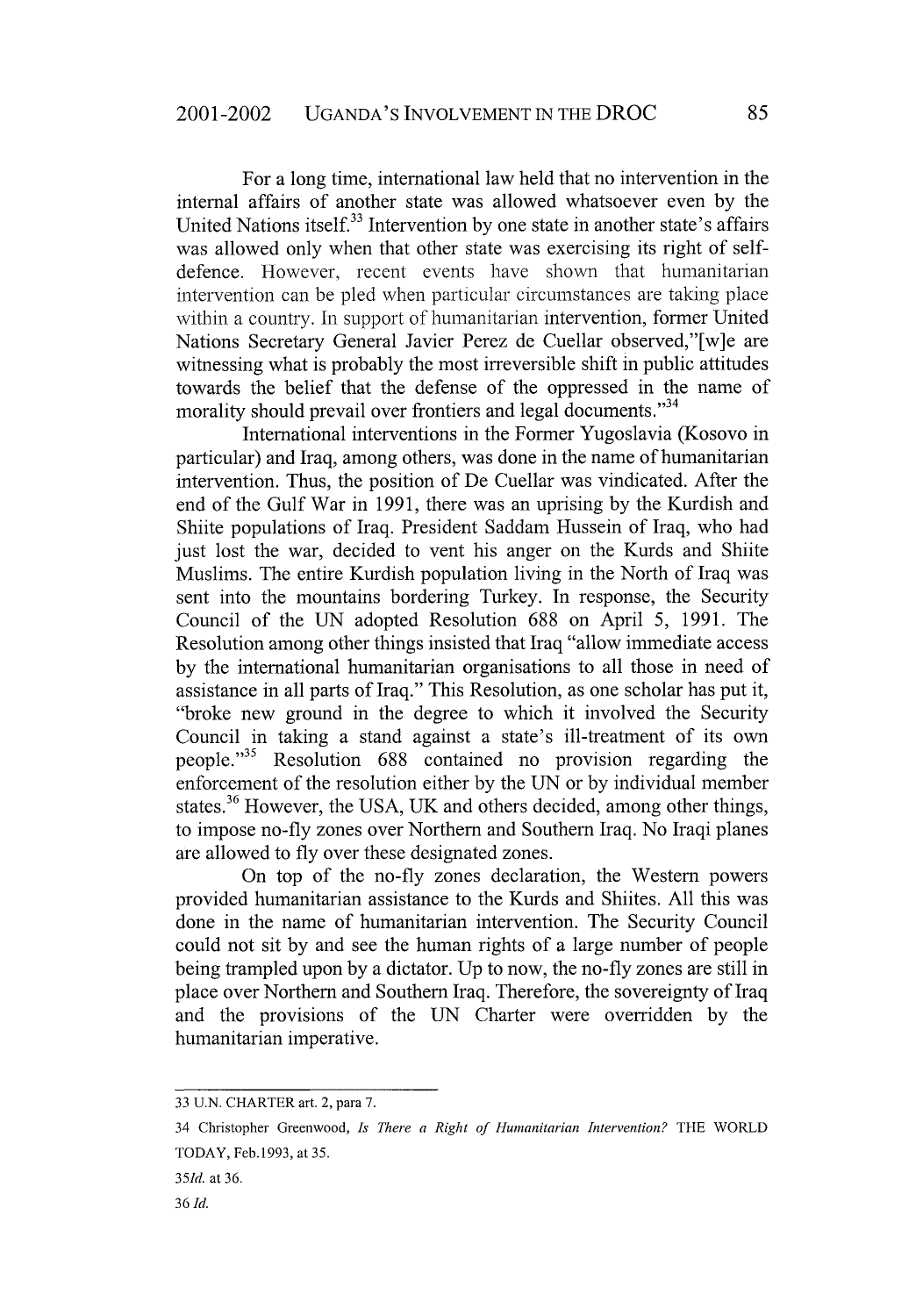For a long time, international law held that no intervention in the internal affairs of another state was allowed whatsoever even by the United Nations itself.[33] Intervention by one state in another state's affairs was allowed only when that other state was exercising its right of self-defence. However, recent events have shown that humanitarian intervention can be pled when particular circumstances are taking place within a country. In support of humanitarian intervention, former United Nations Secretary General Javier Perez de Cuellar observed,"[w]e are witnessing what is probably the most irreversible shift in public attitudes towards the belief that the defense of the oppressed in the name of morality should prevail over frontiers and legal documents."[34]

International interventions in the Former Yugoslavia (Kosovo in particular) and Iraq, among others, was done in the name of humanitarian intervention. Thus, the position of De Cuellar was vindicated. After the end of the Gulf War in 1991, there was an uprising by the Kurdish and Shiite populations of Iraq. President Saddam Hussein of Iraq, who had just lost the war, decided to vent his anger on the Kurds and Shiite Muslims. The entire Kurdish population living in the North of Iraq was sent into the mountains bordering Turkey. In response, the Security Council of the UN adopted Resolution 688 on April 5, 1991. The Resolution among other things insisted that Iraq "allow immediate access by the international humanitarian organisations to all those in need of assistance in all parts of Iraq." This Resolution, as one scholar has put it, "broke new ground in the degree to which it involved the Security Council in taking a stand against a state's ill-treatment of its own people."[35] Resolution 688 contained no provision regarding the enforcement of the resolution either by the UN or by individual member states.[36] However, the USA, UK and others decided, among other things, to impose no-fly zones over Northern and Southern Iraq. No Iraqi planes are allowed to fly over these designated zones.

On top of the no-fly zones declaration, the Western powers provided humanitarian assistance to the Kurds and Shiites. All this was done in the name of humanitarian intervention. The Security Council could not sit by and see the human rights of a large number of people being trampled upon by a dictator. Up to now, the no-fly zones are still in place over Northern and Southern Iraq. Therefore, the sovereignty of Iraq and the provisions of the UN Charter were overridden by the humanitarian imperative.

---

33 U.N. CHARTER art. 2, para 7.

34 Christopher Greenwood, *Is There a Right of Humanitarian Intervention?* THE WORLD TODAY, Feb.1993, at 35.

35 *Id.* at 36.

36 *Id.*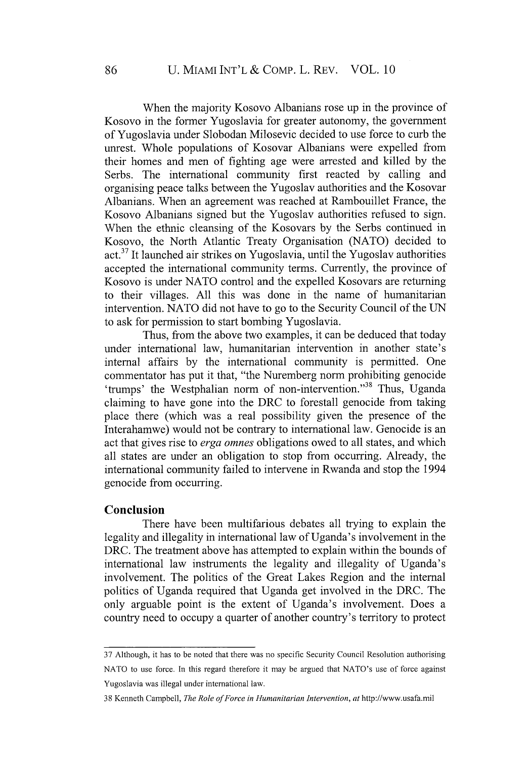When the majority Kosovo Albanians rose up in the province of Kosovo in the former Yugoslavia for greater autonomy, the government of Yugoslavia under Slobodan Milosevic decided to use force to curb the unrest. Whole populations of Kosovar Albanians were expelled from their homes and men of fighting age were arrested and killed by the Serbs. The international community first reacted by calling and organising peace talks between the Yugoslav authorities and the Kosovar Albanians. When an agreement was reached at Rambouillet France, the Kosovo Albanians signed but the Yugoslav authorities refused to sign. When the ethnic cleansing of the Kosovars by the Serbs continued in Kosovo, the North Atlantic Treaty Organisation (NATO) decided to act.[37] It launched air strikes on Yugoslavia, until the Yugoslav authorities accepted the international community terms. Currently, the province of Kosovo is under NATO control and the expelled Kosovars are returning to their villages. All this was done in the name of humanitarian intervention. NATO did not have to go to the Security Council of the UN to ask for permission to start bombing Yugoslavia.

Thus, from the above two examples, it can be deduced that today under international law, humanitarian intervention in another state's internal affairs by the international community is permitted. One commentator has put it that, "the Nuremberg norm prohibiting genocide 'trumps' the Westphalian norm of non-intervention."[38] Thus, Uganda claiming to have gone into the DRC to forestall genocide from taking place there (which was a real possibility given the presence of the Interahamwe) would not be contrary to international law. Genocide is an act that gives rise to *erga omnes* obligations owed to all states, and which all states are under an obligation to stop from occurring. Already, the international community failed to intervene in Rwanda and stop the 1994 genocide from occurring.

## Conclusion

There have been multifarious debates all trying to explain the legality and illegality in international law of Uganda's involvement in the DRC. The treatment above has attempted to explain within the bounds of international law instruments the legality and illegality of Uganda's involvement. The politics of the Great Lakes Region and the internal politics of Uganda required that Uganda get involved in the DRC. The only arguable point is the extent of Uganda's involvement. Does a country need to occupy a quarter of another country's territory to protect

---

37 Although, it has to be noted that there was no specific Security Council Resolution authorising NATO to use force. In this regard therefore it may be argued that NATO's use of force against Yugoslavia was illegal under international law.

38 Kenneth Campbell, *The Role of Force in Humanitarian Intervention*, *at* http://www.usafa.mil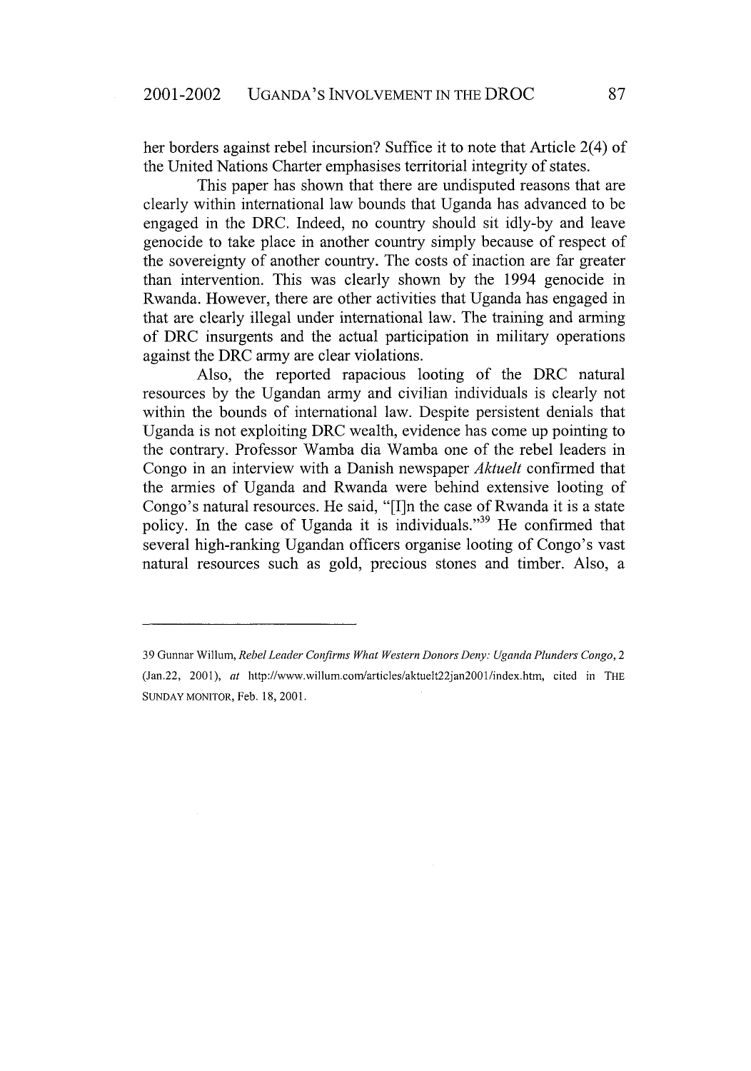her borders against rebel incursion? Suffice it to note that Article 2(4) of the United Nations Charter emphasises territorial integrity of states.

This paper has shown that there are undisputed reasons that are clearly within international law bounds that Uganda has advanced to be engaged in the DRC. Indeed, no country should sit idly-by and leave genocide to take place in another country simply because of respect of the sovereignty of another country. The costs of inaction are far greater than intervention. This was clearly shown by the 1994 genocide in Rwanda. However, there are other activities that Uganda has engaged in that are clearly illegal under international law. The training and arming of DRC insurgents and the actual participation in military operations against the DRC army are clear violations.

Also, the reported rapacious looting of the DRC natural resources by the Ugandan army and civilian individuals is clearly not within the bounds of international law. Despite persistent denials that Uganda is not exploiting DRC wealth, evidence has come up pointing to the contrary. Professor Wamba dia Wamba one of the rebel leaders in Congo in an interview with a Danish newspaper *Aktuelt* confirmed that the armies of Uganda and Rwanda were behind extensive looting of Congo's natural resources. He said, "[I]n the case of Rwanda it is a state policy. In the case of Uganda it is individuals."[39] He confirmed that several high-ranking Ugandan officers organise looting of Congo's vast natural resources such as gold, precious stones and timber. Also, a

---

39 Gunnar Willum, *Rebel Leader Confirms What Western Donors Deny: Uganda Plunders Congo*, 2 (Jan.22, 2001), *at* http://www.willum.com/articles/aktuelt22jan2001/index.htm, cited in THE SUNDAY MONITOR, Feb. 18, 2001.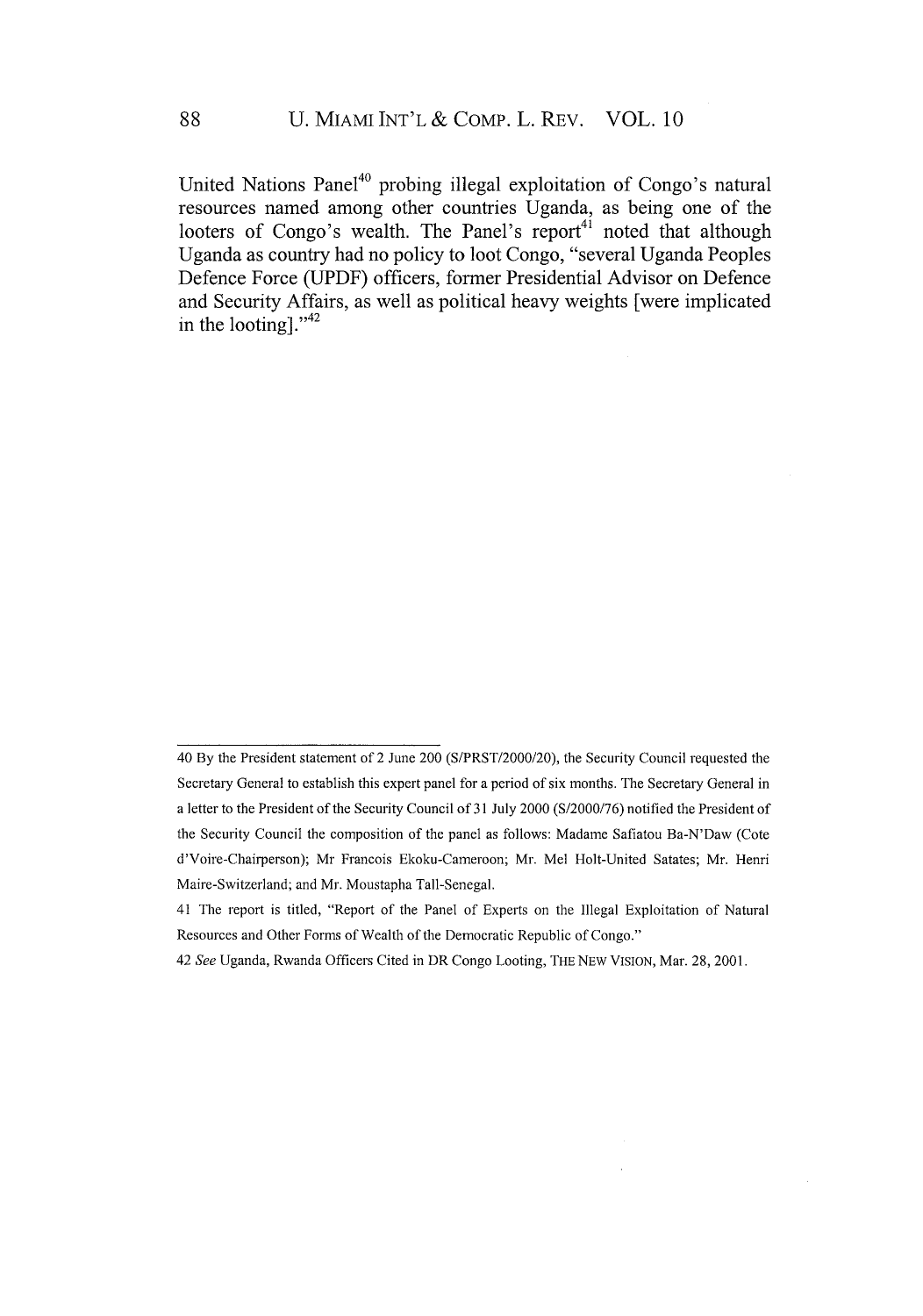United Nations Panel[40] probing illegal exploitation of Congo's natural resources named among other countries Uganda, as being one of the looters of Congo's wealth. The Panel's report[41] noted that although Uganda as country had no policy to loot Congo, "several Uganda Peoples Defence Force (UPDF) officers, former Presidential Advisor on Defence and Security Affairs, as well as political heavy weights [were implicated in the looting]."[42]

---

40 By the President statement of 2 June 200 (S/PRST/2000/20), the Security Council requested the Secretary General to establish this expert panel for a period of six months. The Secretary General in a letter to the President of the Security Council of 31 July 2000 (S/2000/76) notified the President of the Security Council the composition of the panel as follows: Madame Safiatou Ba-N'Daw (Cote d'Voire-Chairperson); Mr Francois Ekoku-Cameroon; Mr. Mel Holt-United Satates; Mr. Henri Maire-Switzerland; and Mr. Moustapha Tall-Senegal.

41 The report is titled, "Report of the Panel of Experts on the Illegal Exploitation of Natural Resources and Other Forms of Wealth of the Democratic Republic of Congo."

42 *See* Uganda, Rwanda Officers Cited in DR Congo Looting, THE NEW VISION, Mar. 28, 2001.